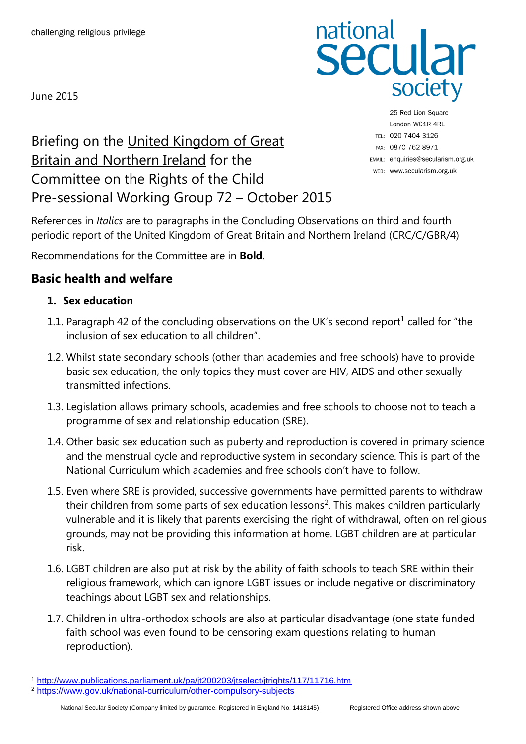challenging religious privilege

June 2015

national secular society

25 Red Lion Square
London WC1R 4RL
TEL: 020 7404 3126
FAX: 0870 762 8971
EMAIL: enquiries@secularism.org.uk
WEB: www.secularism.org.uk

# Briefing on the United Kingdom of Great Britain and Northern Ireland for the Committee on the Rights of the Child Pre-sessional Working Group 72 – October 2015

References in *Italics* are to paragraphs in the Concluding Observations on third and fourth periodic report of the United Kingdom of Great Britain and Northern Ireland (CRC/C/GBR/4)

Recommendations for the Committee are in **Bold**.

## Basic health and welfare

### 1. Sex education

1.1. Paragraph 42 of the concluding observations on the UK's second report[1] called for "the inclusion of sex education to all children".

1.2. Whilst state secondary schools (other than academies and free schools) have to provide basic sex education, the only topics they must cover are HIV, AIDS and other sexually transmitted infections.

1.3. Legislation allows primary schools, academies and free schools to choose not to teach a programme of sex and relationship education (SRE).

1.4. Other basic sex education such as puberty and reproduction is covered in primary science and the menstrual cycle and reproductive system in secondary science. This is part of the National Curriculum which academies and free schools don't have to follow.

1.5. Even where SRE is provided, successive governments have permitted parents to withdraw their children from some parts of sex education lessons[2]. This makes children particularly vulnerable and it is likely that parents exercising the right of withdrawal, often on religious grounds, may not be providing this information at home. LGBT children are at particular risk.

1.6. LGBT children are also put at risk by the ability of faith schools to teach SRE within their religious framework, which can ignore LGBT issues or include negative or discriminatory teachings about LGBT sex and relationships.

1.7. Children in ultra-orthodox schools are also at particular disadvantage (one state funded faith school was even found to be censoring exam questions relating to human reproduction).

[1] http://www.publications.parliament.uk/pa/jt200203/jtselect/jtrights/117/11716.htm
[2] https://www.gov.uk/national-curriculum/other-compulsory-subjects

National Secular Society (Company limited by guarantee. Registered in England No. 1418145) Registered Office address shown above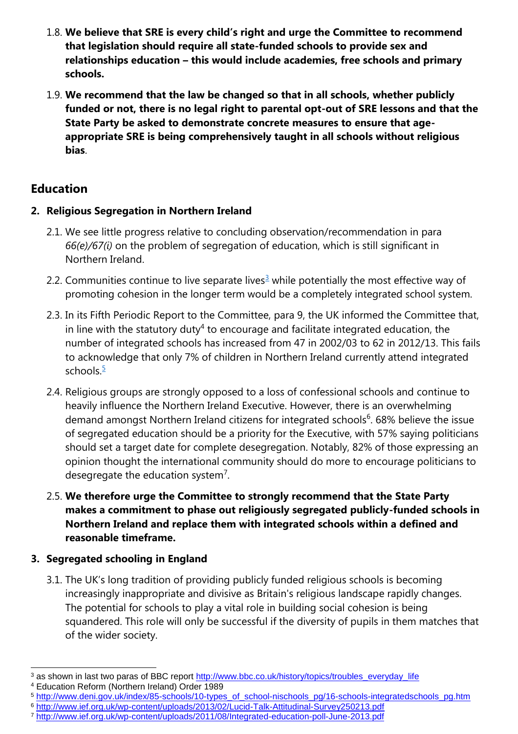1.8. **We believe that SRE is every child's right and urge the Committee to recommend that legislation should require all state-funded schools to provide sex and relationships education – this would include academies, free schools and primary schools.**

1.9. **We recommend that the law be changed so that in all schools, whether publicly funded or not, there is no legal right to parental opt-out of SRE lessons and that the State Party be asked to demonstrate concrete measures to ensure that age-appropriate SRE is being comprehensively taught in all schools without religious bias**.

## Education

### 2. Religious Segregation in Northern Ireland

2.1. We see little progress relative to concluding observation/recommendation in para *66(e)/67(i)* on the problem of segregation of education, which is still significant in Northern Ireland.

2.2. Communities continue to live separate lives[3] while potentially the most effective way of promoting cohesion in the longer term would be a completely integrated school system.

2.3. In its Fifth Periodic Report to the Committee, para 9, the UK informed the Committee that, in line with the statutory duty[4] to encourage and facilitate integrated education, the number of integrated schools has increased from 47 in 2002/03 to 62 in 2012/13. This fails to acknowledge that only 7% of children in Northern Ireland currently attend integrated schools.[5]

2.4. Religious groups are strongly opposed to a loss of confessional schools and continue to heavily influence the Northern Ireland Executive. However, there is an overwhelming demand amongst Northern Ireland citizens for integrated schools[6]. 68% believe the issue of segregated education should be a priority for the Executive, with 57% saying politicians should set a target date for complete desegregation. Notably, 82% of those expressing an opinion thought the international community should do more to encourage politicians to desegregate the education system[7].

2.5. **We therefore urge the Committee to strongly recommend that the State Party makes a commitment to phase out religiously segregated publicly-funded schools in Northern Ireland and replace them with integrated schools within a defined and reasonable timeframe.**

### 3. Segregated schooling in England

3.1. The UK's long tradition of providing publicly funded religious schools is becoming increasingly inappropriate and divisive as Britain's religious landscape rapidly changes. The potential for schools to play a vital role in building social cohesion is being squandered. This role will only be successful if the diversity of pupils in them matches that of the wider society.

---

[3] as shown in last two paras of BBC report http://www.bbc.co.uk/history/topics/troubles_everyday_life

[4] Education Reform (Northern Ireland) Order 1989

[5] http://www.deni.gov.uk/index/85-schools/10-types_of_school-nischools_pg/16-schools-integratedschools_pg.htm

[6] http://www.ief.org.uk/wp-content/uploads/2013/02/Lucid-Talk-Attitudinal-Survey250213.pdf

[7] http://www.ief.org.uk/wp-content/uploads/2011/08/Integrated-education-poll-June-2013.pdf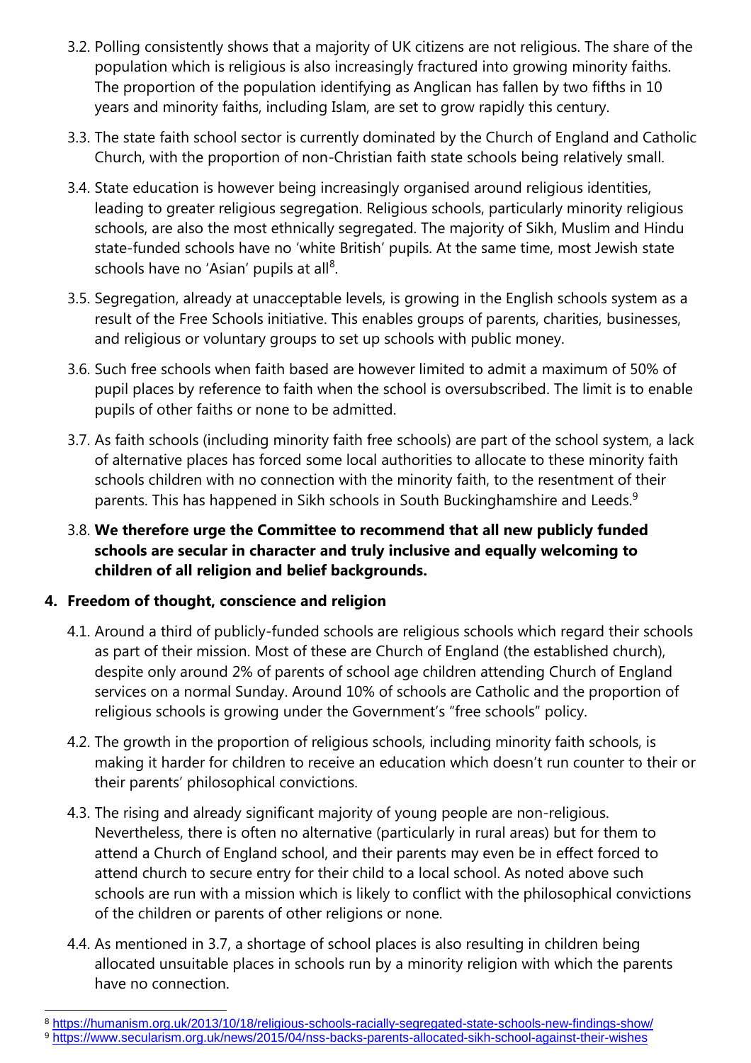3.2. Polling consistently shows that a majority of UK citizens are not religious. The share of the population which is religious is also increasingly fractured into growing minority faiths. The proportion of the population identifying as Anglican has fallen by two fifths in 10 years and minority faiths, including Islam, are set to grow rapidly this century.

3.3. The state faith school sector is currently dominated by the Church of England and Catholic Church, with the proportion of non-Christian faith state schools being relatively small.

3.4. State education is however being increasingly organised around religious identities, leading to greater religious segregation. Religious schools, particularly minority religious schools, are also the most ethnically segregated. The majority of Sikh, Muslim and Hindu state-funded schools have no 'white British' pupils. At the same time, most Jewish state schools have no 'Asian' pupils at all[8].

3.5. Segregation, already at unacceptable levels, is growing in the English schools system as a result of the Free Schools initiative. This enables groups of parents, charities, businesses, and religious or voluntary groups to set up schools with public money.

3.6. Such free schools when faith based are however limited to admit a maximum of 50% of pupil places by reference to faith when the school is oversubscribed. The limit is to enable pupils of other faiths or none to be admitted.

3.7. As faith schools (including minority faith free schools) are part of the school system, a lack of alternative places has forced some local authorities to allocate to these minority faith schools children with no connection with the minority faith, to the resentment of their parents. This has happened in Sikh schools in South Buckinghamshire and Leeds.[9]

3.8. **We therefore urge the Committee to recommend that all new publicly funded schools are secular in character and truly inclusive and equally welcoming to children of all religion and belief backgrounds.**

## 4. Freedom of thought, conscience and religion

4.1. Around a third of publicly-funded schools are religious schools which regard their schools as part of their mission. Most of these are Church of England (the established church), despite only around 2% of parents of school age children attending Church of England services on a normal Sunday. Around 10% of schools are Catholic and the proportion of religious schools is growing under the Government's "free schools" policy.

4.2. The growth in the proportion of religious schools, including minority faith schools, is making it harder for children to receive an education which doesn't run counter to their or their parents' philosophical convictions.

4.3. The rising and already significant majority of young people are non-religious. Nevertheless, there is often no alternative (particularly in rural areas) but for them to attend a Church of England school, and their parents may even be in effect forced to attend church to secure entry for their child to a local school. As noted above such schools are run with a mission which is likely to conflict with the philosophical convictions of the children or parents of other religions or none.

4.4. As mentioned in 3.7, a shortage of school places is also resulting in children being allocated unsuitable places in schools run by a minority religion with which the parents have no connection.

---

[8] https://humanism.org.uk/2013/10/18/religious-schools-racially-segregated-state-schools-new-findings-show/

[9] https://www.secularism.org.uk/news/2015/04/nss-backs-parents-allocated-sikh-school-against-their-wishes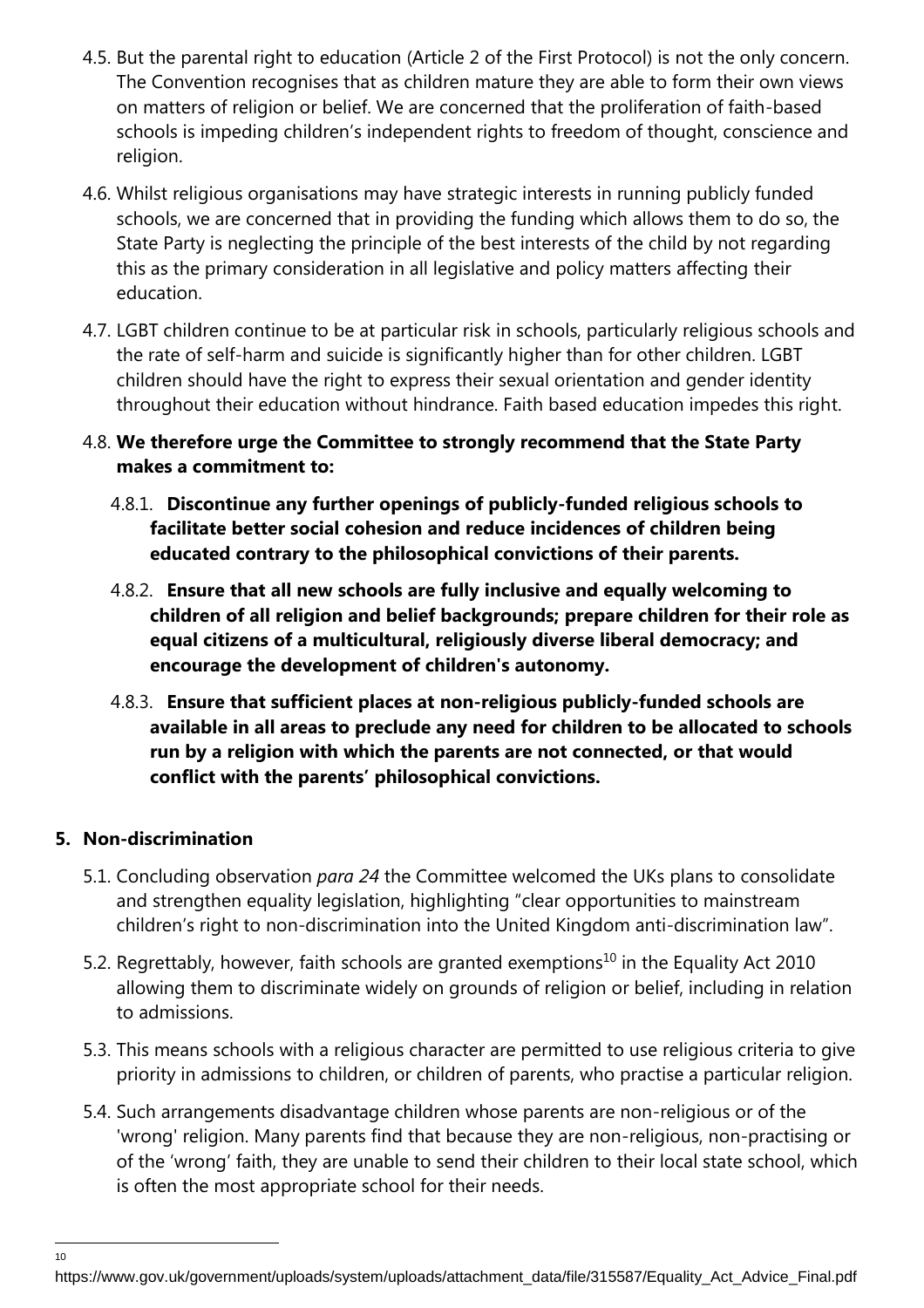4.5. But the parental right to education (Article 2 of the First Protocol) is not the only concern. The Convention recognises that as children mature they are able to form their own views on matters of religion or belief. We are concerned that the proliferation of faith-based schools is impeding children's independent rights to freedom of thought, conscience and religion.

4.6. Whilst religious organisations may have strategic interests in running publicly funded schools, we are concerned that in providing the funding which allows them to do so, the State Party is neglecting the principle of the best interests of the child by not regarding this as the primary consideration in all legislative and policy matters affecting their education.

4.7. LGBT children continue to be at particular risk in schools, particularly religious schools and the rate of self-harm and suicide is significantly higher than for other children. LGBT children should have the right to express their sexual orientation and gender identity throughout their education without hindrance. Faith based education impedes this right.

4.8. **We therefore urge the Committee to strongly recommend that the State Party makes a commitment to:**

4.8.1. **Discontinue any further openings of publicly-funded religious schools to facilitate better social cohesion and reduce incidences of children being educated contrary to the philosophical convictions of their parents.**

4.8.2. **Ensure that all new schools are fully inclusive and equally welcoming to children of all religion and belief backgrounds; prepare children for their role as equal citizens of a multicultural, religiously diverse liberal democracy; and encourage the development of children's autonomy.**

4.8.3. **Ensure that sufficient places at non-religious publicly-funded schools are available in all areas to preclude any need for children to be allocated to schools run by a religion with which the parents are not connected, or that would conflict with the parents' philosophical convictions.**

## 5. Non-discrimination

5.1. Concluding observation *para 24* the Committee welcomed the UKs plans to consolidate and strengthen equality legislation, highlighting "clear opportunities to mainstream children's right to non-discrimination into the United Kingdom anti-discrimination law".

5.2. Regrettably, however, faith schools are granted exemptions[10] in the Equality Act 2010 allowing them to discriminate widely on grounds of religion or belief, including in relation to admissions.

5.3. This means schools with a religious character are permitted to use religious criteria to give priority in admissions to children, or children of parents, who practise a particular religion.

5.4. Such arrangements disadvantage children whose parents are non-religious or of the 'wrong' religion. Many parents find that because they are non-religious, non-practising or of the 'wrong' faith, they are unable to send their children to their local state school, which is often the most appropriate school for their needs.

[10] https://www.gov.uk/government/uploads/system/uploads/attachment_data/file/315587/Equality_Act_Advice_Final.pdf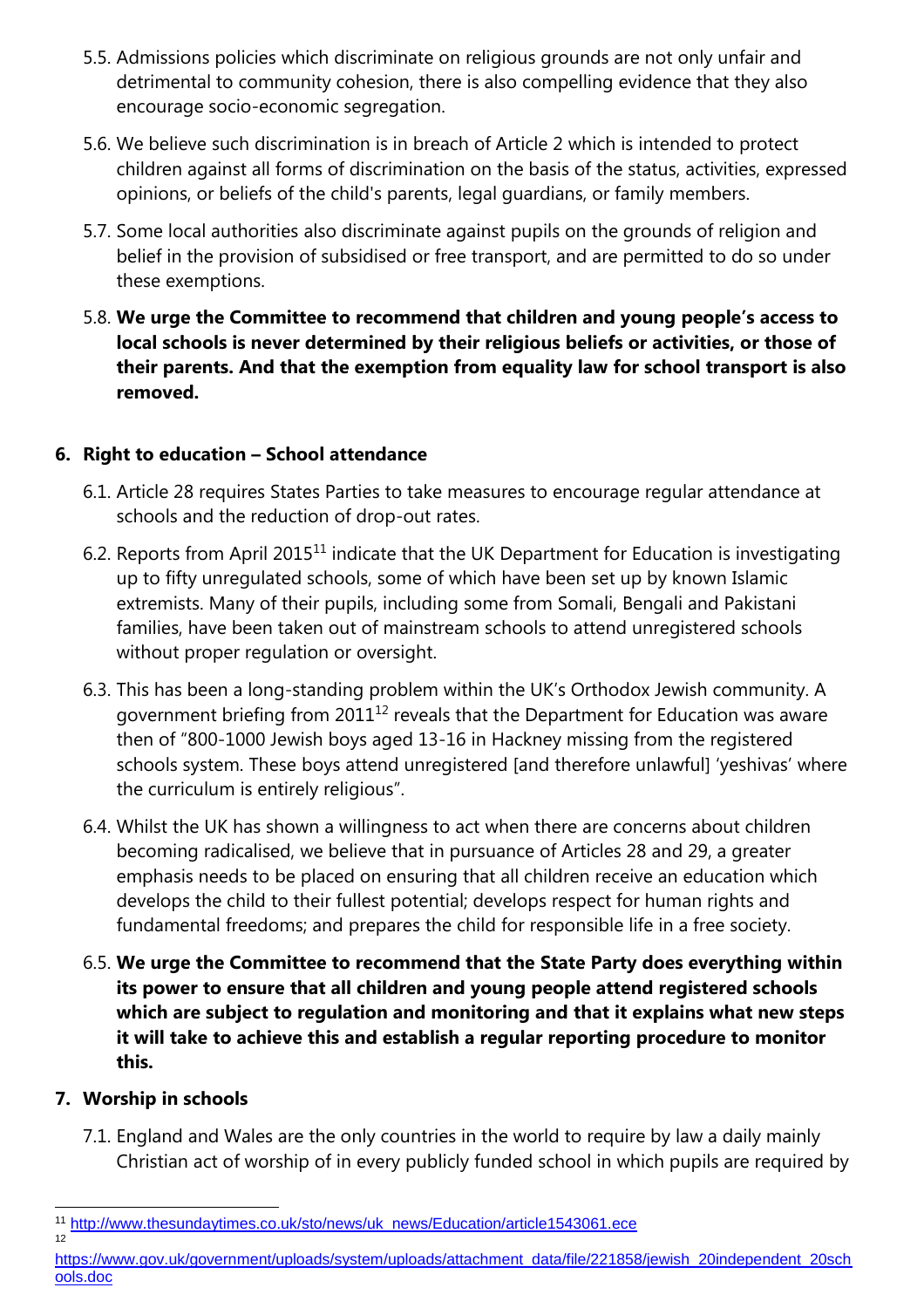5.5. Admissions policies which discriminate on religious grounds are not only unfair and detrimental to community cohesion, there is also compelling evidence that they also encourage socio-economic segregation.

5.6. We believe such discrimination is in breach of Article 2 which is intended to protect children against all forms of discrimination on the basis of the status, activities, expressed opinions, or beliefs of the child's parents, legal guardians, or family members.

5.7. Some local authorities also discriminate against pupils on the grounds of religion and belief in the provision of subsidised or free transport, and are permitted to do so under these exemptions.

5.8. **We urge the Committee to recommend that children and young people's access to local schools is never determined by their religious beliefs or activities, or those of their parents. And that the exemption from equality law for school transport is also removed.**

## 6. Right to education – School attendance

6.1. Article 28 requires States Parties to take measures to encourage regular attendance at schools and the reduction of drop-out rates.

6.2. Reports from April 2015[11] indicate that the UK Department for Education is investigating up to fifty unregulated schools, some of which have been set up by known Islamic extremists. Many of their pupils, including some from Somali, Bengali and Pakistani families, have been taken out of mainstream schools to attend unregistered schools without proper regulation or oversight.

6.3. This has been a long-standing problem within the UK's Orthodox Jewish community. A government briefing from 2011[12] reveals that the Department for Education was aware then of "800-1000 Jewish boys aged 13-16 in Hackney missing from the registered schools system. These boys attend unregistered [and therefore unlawful] 'yeshivas' where the curriculum is entirely religious".

6.4. Whilst the UK has shown a willingness to act when there are concerns about children becoming radicalised, we believe that in pursuance of Articles 28 and 29, a greater emphasis needs to be placed on ensuring that all children receive an education which develops the child to their fullest potential; develops respect for human rights and fundamental freedoms; and prepares the child for responsible life in a free society.

6.5. **We urge the Committee to recommend that the State Party does everything within its power to ensure that all children and young people attend registered schools which are subject to regulation and monitoring and that it explains what new steps it will take to achieve this and establish a regular reporting procedure to monitor this.**

## 7. Worship in schools

7.1. England and Wales are the only countries in the world to require by law a daily mainly Christian act of worship of in every publicly funded school in which pupils are required by

---

[11] http://www.thesundaytimes.co.uk/sto/news/uk_news/Education/article1543061.ece

[12] https://www.gov.uk/government/uploads/system/uploads/attachment_data/file/221858/jewish_20independent_20schools.doc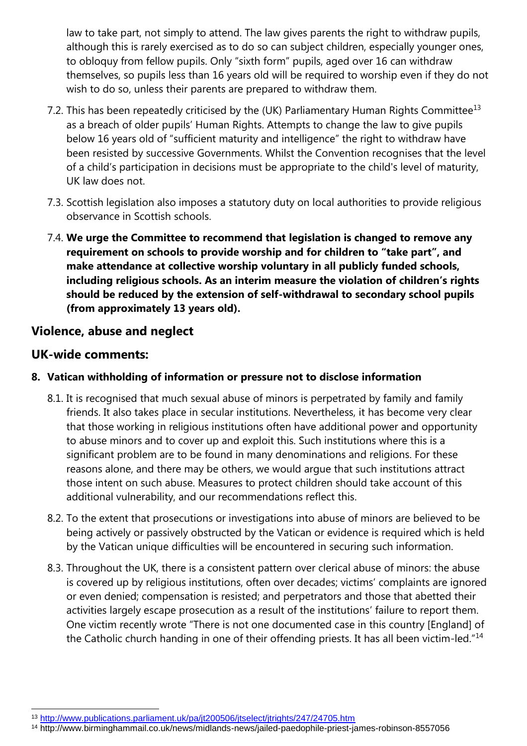law to take part, not simply to attend. The law gives parents the right to withdraw pupils, although this is rarely exercised as to do so can subject children, especially younger ones, to obloquy from fellow pupils. Only "sixth form" pupils, aged over 16 can withdraw themselves, so pupils less than 16 years old will be required to worship even if they do not wish to do so, unless their parents are prepared to withdraw them.

7.2. This has been repeatedly criticised by the (UK) Parliamentary Human Rights Committee[13] as a breach of older pupils' Human Rights. Attempts to change the law to give pupils below 16 years old of "sufficient maturity and intelligence" the right to withdraw have been resisted by successive Governments. Whilst the Convention recognises that the level of a child's participation in decisions must be appropriate to the child's level of maturity, UK law does not.

7.3. Scottish legislation also imposes a statutory duty on local authorities to provide religious observance in Scottish schools.

7.4. **We urge the Committee to recommend that legislation is changed to remove any requirement on schools to provide worship and for children to "take part", and make attendance at collective worship voluntary in all publicly funded schools, including religious schools. As an interim measure the violation of children's rights should be reduced by the extension of self-withdrawal to secondary school pupils (from approximately 13 years old).**

## Violence, abuse and neglect

## UK-wide comments:

### 8. Vatican withholding of information or pressure not to disclose information

8.1. It is recognised that much sexual abuse of minors is perpetrated by family and family friends. It also takes place in secular institutions. Nevertheless, it has become very clear that those working in religious institutions often have additional power and opportunity to abuse minors and to cover up and exploit this. Such institutions where this is a significant problem are to be found in many denominations and religions. For these reasons alone, and there may be others, we would argue that such institutions attract those intent on such abuse. Measures to protect children should take account of this additional vulnerability, and our recommendations reflect this.

8.2. To the extent that prosecutions or investigations into abuse of minors are believed to be being actively or passively obstructed by the Vatican or evidence is required which is held by the Vatican unique difficulties will be encountered in securing such information.

8.3. Throughout the UK, there is a consistent pattern over clerical abuse of minors: the abuse is covered up by religious institutions, often over decades; victims' complaints are ignored or even denied; compensation is resisted; and perpetrators and those that abetted their activities largely escape prosecution as a result of the institutions' failure to report them. One victim recently wrote "There is not one documented case in this country [England] of the Catholic church handing in one of their offending priests. It has all been victim-led."[14]

---

[13] http://www.publications.parliament.uk/pa/jt200506/jtselect/jtrights/247/24705.htm

[14] http://www.birminghammail.co.uk/news/midlands-news/jailed-paedophile-priest-james-robinson-8557056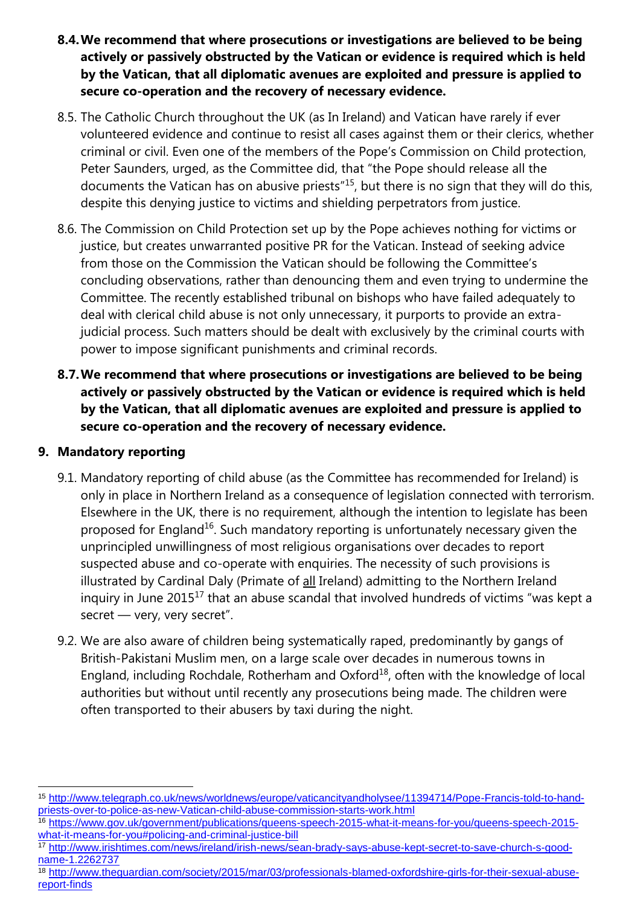**8.4. We recommend that where prosecutions or investigations are believed to be being actively or passively obstructed by the Vatican or evidence is required which is held by the Vatican, that all diplomatic avenues are exploited and pressure is applied to secure co-operation and the recovery of necessary evidence.**

8.5. The Catholic Church throughout the UK (as In Ireland) and Vatican have rarely if ever volunteered evidence and continue to resist all cases against them or their clerics, whether criminal or civil. Even one of the members of the Pope's Commission on Child protection, Peter Saunders, urged, as the Committee did, that "the Pope should release all the documents the Vatican has on abusive priests"[15], but there is no sign that they will do this, despite this denying justice to victims and shielding perpetrators from justice.

8.6. The Commission on Child Protection set up by the Pope achieves nothing for victims or justice, but creates unwarranted positive PR for the Vatican. Instead of seeking advice from those on the Commission the Vatican should be following the Committee's concluding observations, rather than denouncing them and even trying to undermine the Committee. The recently established tribunal on bishops who have failed adequately to deal with clerical child abuse is not only unnecessary, it purports to provide an extra-judicial process. Such matters should be dealt with exclusively by the criminal courts with power to impose significant punishments and criminal records.

**8.7. We recommend that where prosecutions or investigations are believed to be being actively or passively obstructed by the Vatican or evidence is required which is held by the Vatican, that all diplomatic avenues are exploited and pressure is applied to secure co-operation and the recovery of necessary evidence.**

## 9. Mandatory reporting

9.1. Mandatory reporting of child abuse (as the Committee has recommended for Ireland) is only in place in Northern Ireland as a consequence of legislation connected with terrorism. Elsewhere in the UK, there is no requirement, although the intention to legislate has been proposed for England[16]. Such mandatory reporting is unfortunately necessary given the unprincipled unwillingness of most religious organisations over decades to report suspected abuse and co-operate with enquiries. The necessity of such provisions is illustrated by Cardinal Daly (Primate of all Ireland) admitting to the Northern Ireland inquiry in June 2015[17] that an abuse scandal that involved hundreds of victims "was kept a secret — very, very secret".

9.2. We are also aware of children being systematically raped, predominantly by gangs of British-Pakistani Muslim men, on a large scale over decades in numerous towns in England, including Rochdale, Rotherham and Oxford[18], often with the knowledge of local authorities but without until recently any prosecutions being made. The children were often transported to their abusers by taxi during the night.

---

[15] http://www.telegraph.co.uk/news/worldnews/europe/vaticancityandholysee/11394714/Pope-Francis-told-to-hand-priests-over-to-police-as-new-Vatican-child-abuse-commission-starts-work.html

[16] https://www.gov.uk/government/publications/queens-speech-2015-what-it-means-for-you/queens-speech-2015-what-it-means-for-you#policing-and-criminal-justice-bill

[17] http://www.irishtimes.com/news/ireland/irish-news/sean-brady-says-abuse-kept-secret-to-save-church-s-good-name-1.2262737

[18] http://www.theguardian.com/society/2015/mar/03/professionals-blamed-oxfordshire-girls-for-their-sexual-abuse-report-finds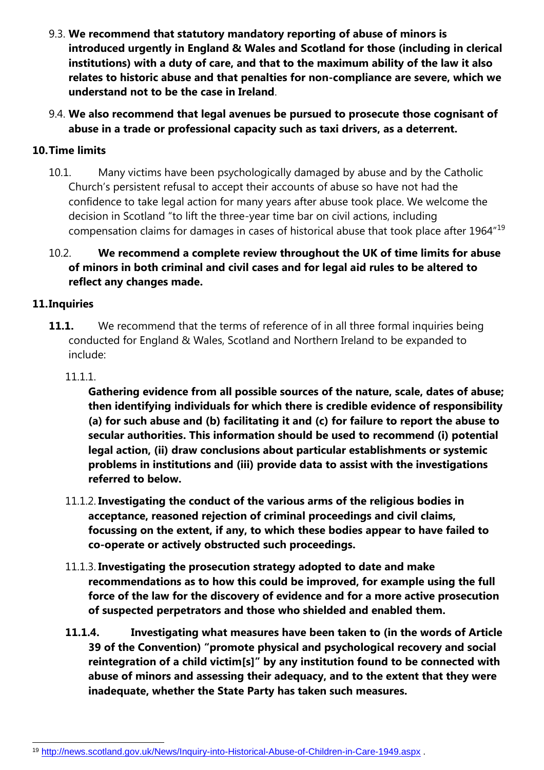9.3. **We recommend that statutory mandatory reporting of abuse of minors is introduced urgently in England & Wales and Scotland for those (including in clerical institutions) with a duty of care, and that to the maximum ability of the law it also relates to historic abuse and that penalties for non-compliance are severe, which we understand not to be the case in Ireland**.

9.4. **We also recommend that legal avenues be pursued to prosecute those cognisant of abuse in a trade or professional capacity such as taxi drivers, as a deterrent.**

## 10. Time limits

10.1. Many victims have been psychologically damaged by abuse and by the Catholic Church's persistent refusal to accept their accounts of abuse so have not had the confidence to take legal action for many years after abuse took place. We welcome the decision in Scotland "to lift the three-year time bar on civil actions, including compensation claims for damages in cases of historical abuse that took place after 1964"[19]

10.2. **We recommend a complete review throughout the UK of time limits for abuse of minors in both criminal and civil cases and for legal aid rules to be altered to reflect any changes made.**

## 11. Inquiries

**11.1.** We recommend that the terms of reference of in all three formal inquiries being conducted for England & Wales, Scotland and Northern Ireland to be expanded to include:

11.1.1. **Gathering evidence from all possible sources of the nature, scale, dates of abuse; then identifying individuals for which there is credible evidence of responsibility (a) for such abuse and (b) facilitating it and (c) for failure to report the abuse to secular authorities. This information should be used to recommend (i) potential legal action, (ii) draw conclusions about particular establishments or systemic problems in institutions and (iii) provide data to assist with the investigations referred to below.**

11.1.2. **Investigating the conduct of the various arms of the religious bodies in acceptance, reasoned rejection of criminal proceedings and civil claims, focussing on the extent, if any, to which these bodies appear to have failed to co-operate or actively obstructed such proceedings.**

11.1.3. **Investigating the prosecution strategy adopted to date and make recommendations as to how this could be improved, for example using the full force of the law for the discovery of evidence and for a more active prosecution of suspected perpetrators and those who shielded and enabled them.**

**11.1.4. Investigating what measures have been taken to (in the words of Article 39 of the Convention) "promote physical and psychological recovery and social reintegration of a child victim[s]" by any institution found to be connected with abuse of minors and assessing their adequacy, and to the extent that they were inadequate, whether the State Party has taken such measures.**

---

[19] http://news.scotland.gov.uk/News/Inquiry-into-Historical-Abuse-of-Children-in-Care-1949.aspx .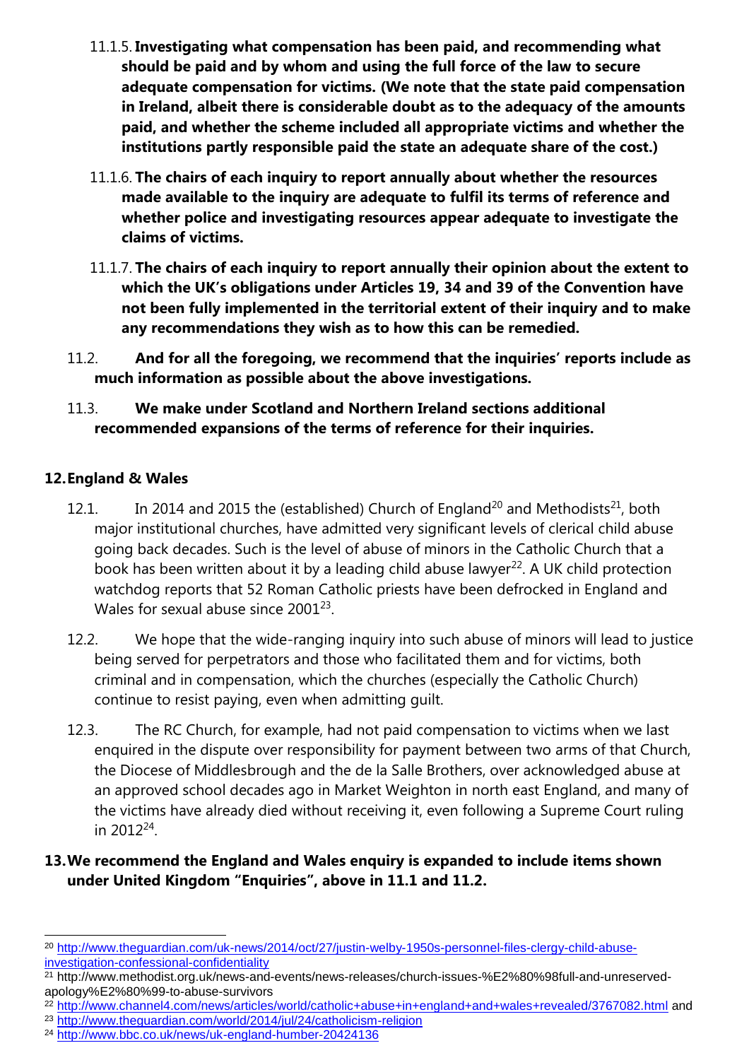11.1.5. **Investigating what compensation has been paid, and recommending what should be paid and by whom and using the full force of the law to secure adequate compensation for victims. (We note that the state paid compensation in Ireland, albeit there is considerable doubt as to the adequacy of the amounts paid, and whether the scheme included all appropriate victims and whether the institutions partly responsible paid the state an adequate share of the cost.)**

11.1.6. **The chairs of each inquiry to report annually about whether the resources made available to the inquiry are adequate to fulfil its terms of reference and whether police and investigating resources appear adequate to investigate the claims of victims.**

11.1.7. **The chairs of each inquiry to report annually their opinion about the extent to which the UK's obligations under Articles 19, 34 and 39 of the Convention have not been fully implemented in the territorial extent of their inquiry and to make any recommendations they wish as to how this can be remedied.**

11.2. **And for all the foregoing, we recommend that the inquiries' reports include as much information as possible about the above investigations.**

11.3. **We make under Scotland and Northern Ireland sections additional recommended expansions of the terms of reference for their inquiries.**

## 12. England & Wales

12.1. In 2014 and 2015 the (established) Church of England[20] and Methodists[21], both major institutional churches, have admitted very significant levels of clerical child abuse going back decades. Such is the level of abuse of minors in the Catholic Church that a book has been written about it by a leading child abuse lawyer[22]. A UK child protection watchdog reports that 52 Roman Catholic priests have been defrocked in England and Wales for sexual abuse since 2001[23].

12.2. We hope that the wide-ranging inquiry into such abuse of minors will lead to justice being served for perpetrators and those who facilitated them and for victims, both criminal and in compensation, which the churches (especially the Catholic Church) continue to resist paying, even when admitting guilt.

12.3. The RC Church, for example, had not paid compensation to victims when we last enquired in the dispute over responsibility for payment between two arms of that Church, the Diocese of Middlesbrough and the de la Salle Brothers, over acknowledged abuse at an approved school decades ago in Market Weighton in north east England, and many of the victims have already died without receiving it, even following a Supreme Court ruling in 2012[24].

## 13. We recommend the England and Wales enquiry is expanded to include items shown under United Kingdom "Enquiries", above in 11.1 and 11.2.

---

[20] http://www.theguardian.com/uk-news/2014/oct/27/justin-welby-1950s-personnel-files-clergy-child-abuse-investigation-confessional-confidentiality

[21] http://www.methodist.org.uk/news-and-events/news-releases/church-issues-%E2%80%98full-and-unreserved-apology%E2%80%99-to-abuse-survivors

[22] http://www.channel4.com/news/articles/world/catholic+abuse+in+england+and+wales+revealed/3767082.html and

[23] http://www.theguardian.com/world/2014/jul/24/catholicism-religion

[24] http://www.bbc.co.uk/news/uk-england-humber-20424136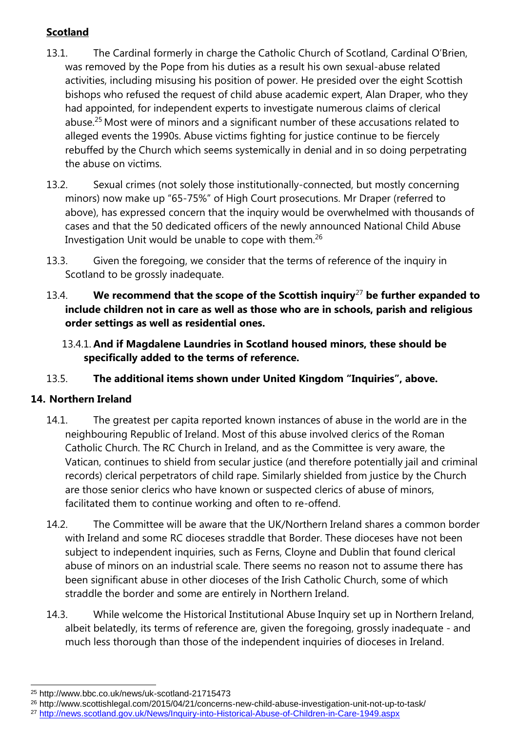## Scotland

13.1. The Cardinal formerly in charge the Catholic Church of Scotland, Cardinal O'Brien, was removed by the Pope from his duties as a result his own sexual-abuse related activities, including misusing his position of power. He presided over the eight Scottish bishops who refused the request of child abuse academic expert, Alan Draper, who they had appointed, for independent experts to investigate numerous claims of clerical abuse.[25] Most were of minors and a significant number of these accusations related to alleged events the 1990s. Abuse victims fighting for justice continue to be fiercely rebuffed by the Church which seems systemically in denial and in so doing perpetrating the abuse on victims.

13.2. Sexual crimes (not solely those institutionally-connected, but mostly concerning minors) now make up "65-75%" of High Court prosecutions. Mr Draper (referred to above), has expressed concern that the inquiry would be overwhelmed with thousands of cases and that the 50 dedicated officers of the newly announced National Child Abuse Investigation Unit would be unable to cope with them.[26]

13.3. Given the foregoing, we consider that the terms of reference of the inquiry in Scotland to be grossly inadequate.

13.4. **We recommend that the scope of the Scottish inquiry**[27] **be further expanded to include children not in care as well as those who are in schools, parish and religious order settings as well as residential ones.**

13.4.1. **And if Magdalene Laundries in Scotland housed minors, these should be specifically added to the terms of reference.**

13.5. **The additional items shown under United Kingdom "Inquiries", above.**

## 14. Northern Ireland

14.1. The greatest per capita reported known instances of abuse in the world are in the neighbouring Republic of Ireland. Most of this abuse involved clerics of the Roman Catholic Church. The RC Church in Ireland, and as the Committee is very aware, the Vatican, continues to shield from secular justice (and therefore potentially jail and criminal records) clerical perpetrators of child rape. Similarly shielded from justice by the Church are those senior clerics who have known or suspected clerics of abuse of minors, facilitated them to continue working and often to re-offend.

14.2. The Committee will be aware that the UK/Northern Ireland shares a common border with Ireland and some RC dioceses straddle that Border. These dioceses have not been subject to independent inquiries, such as Ferns, Cloyne and Dublin that found clerical abuse of minors on an industrial scale. There seems no reason not to assume there has been significant abuse in other dioceses of the Irish Catholic Church, some of which straddle the border and some are entirely in Northern Ireland.

14.3. While welcome the Historical Institutional Abuse Inquiry set up in Northern Ireland, albeit belatedly, its terms of reference are, given the foregoing, grossly inadequate - and much less thorough than those of the independent inquiries of dioceses in Ireland.

---

[25] http://www.bbc.co.uk/news/uk-scotland-21715473

[26] http://www.scottishlegal.com/2015/04/21/concerns-new-child-abuse-investigation-unit-not-up-to-task/

[27] http://news.scotland.gov.uk/News/Inquiry-into-Historical-Abuse-of-Children-in-Care-1949.aspx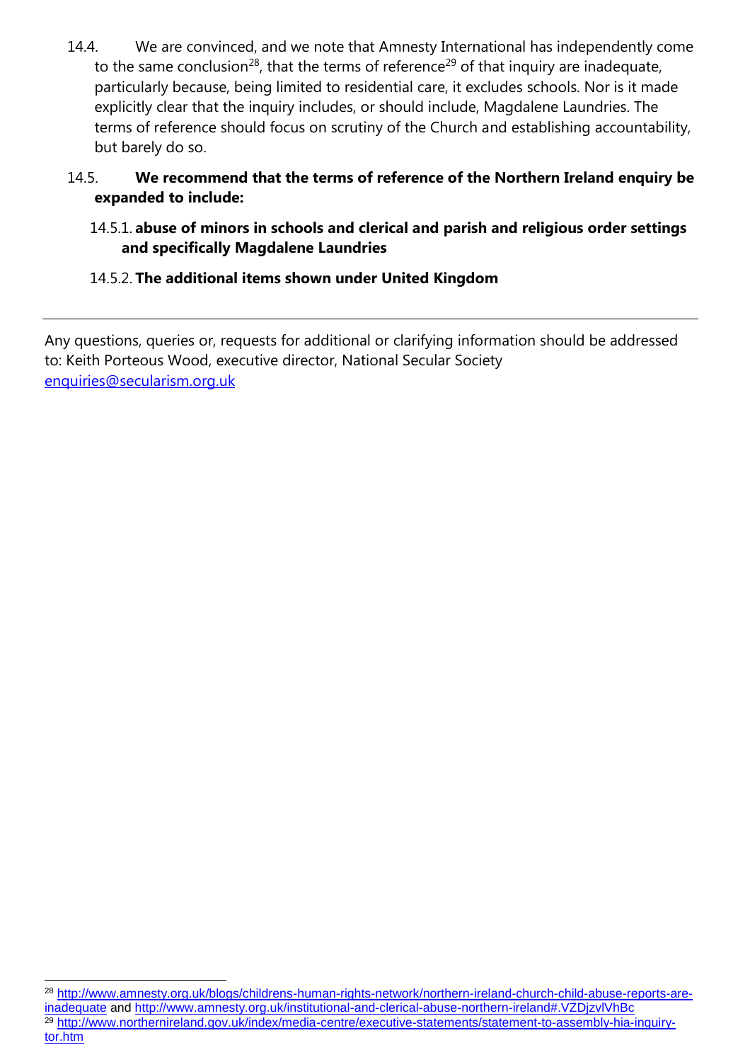14.4. We are convinced, and we note that Amnesty International has independently come to the same conclusion[28], that the terms of reference[29] of that inquiry are inadequate, particularly because, being limited to residential care, it excludes schools. Nor is it made explicitly clear that the inquiry includes, or should include, Magdalene Laundries. The terms of reference should focus on scrutiny of the Church and establishing accountability, but barely do so.

14.5. **We recommend that the terms of reference of the Northern Ireland enquiry be expanded to include:**

14.5.1. **abuse of minors in schools and clerical and parish and religious order settings and specifically Magdalene Laundries**

14.5.2. **The additional items shown under United Kingdom**

---

Any questions, queries or, requests for additional or clarifying information should be addressed to: Keith Porteous Wood, executive director, National Secular Society
enquiries@secularism.org.uk

---

[28] http://www.amnesty.org.uk/blogs/childrens-human-rights-network/northern-ireland-church-child-abuse-reports-are-inadequate and http://www.amnesty.org.uk/institutional-and-clerical-abuse-northern-ireland#.VZDjzvlVhBc

[29] http://www.northernireland.gov.uk/index/media-centre/executive-statements/statement-to-assembly-hia-inquiry-tor.htm